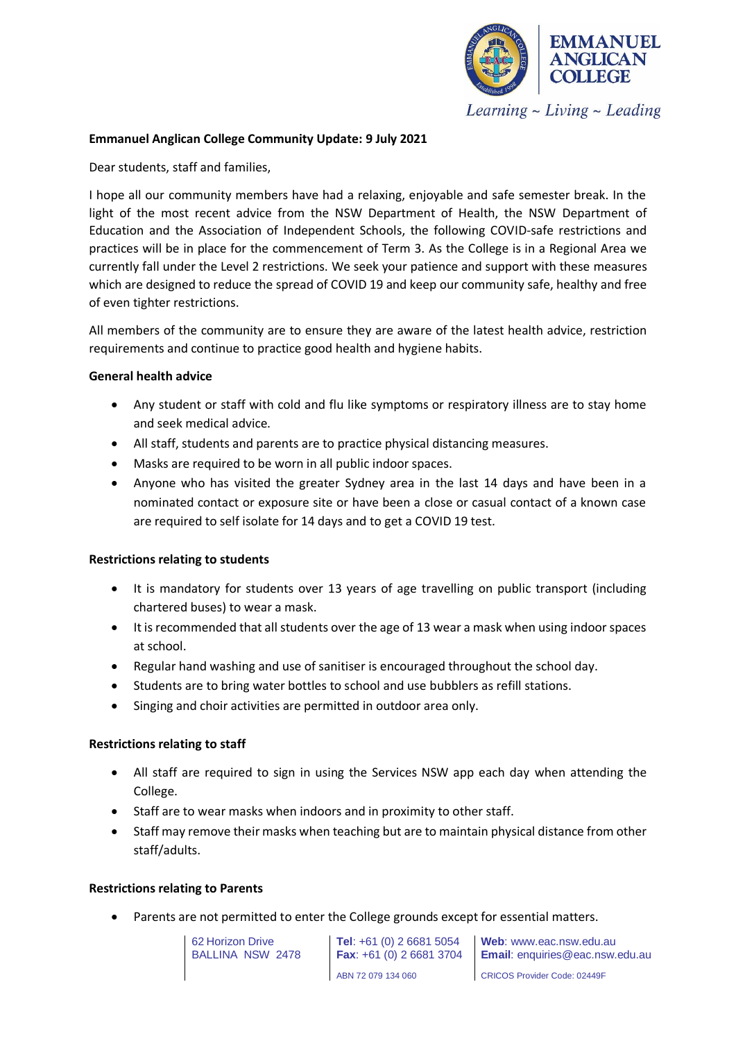**Emmanuel Anglican College Community Update: 9 July 2021**

Dear students, staff and families,

I hope all our community members have had a relaxing, enjoyable and safe semester break. In the light of the most recent advice from the NSW Department of Health, the NSW Department of Education and the Association of Independent Schools, the following COVID-safe restrictions and practices will be in place for the commencement of Term 3. As the College is in a Regional Area we currently fall under the Level 2 restrictions. We seek your patience and support with these measures which are designed to reduce the spread of COVID 19 and keep our community safe, healthy and free of even tighter restrictions.

All members of the community are to ensure they are aware of the latest health advice, restriction requirements and continue to practice good health and hygiene habits.

**General health advice**

- Any student or staff with cold and flu like symptoms or respiratory illness are to stay home and seek medical advice.
- All staff, students and parents are to practice physical distancing measures.
- Masks are required to be worn in all public indoor spaces.
- Anyone who has visited the greater Sydney area in the last 14 days and have been in a nominated contact or exposure site or have been a close or casual contact of a known case are required to self isolate for 14 days and to get a COVID 19 test.

**Restrictions relating to students**

- It is mandatory for students over 13 years of age travelling on public transport (including chartered buses) to wear a mask.
- It is recommended that all students over the age of 13 wear a mask when using indoor spaces at school.
- Regular hand washing and use of sanitiser is encouraged throughout the school day.
- Students are to bring water bottles to school and use bubblers as refill stations.
- Singing and choir activities are permitted in outdoor area only.

**Restrictions relating to staff**

- All staff are required to sign in using the Services NSW app each day when attending the College.
- Staff are to wear masks when indoors and in proximity to other staff.
- Staff may remove their masks when teaching but are to maintain physical distance from other staff/adults.

**Restrictions relating to Parents**

- Parents are not permitted to enter the College grounds except for essential matters.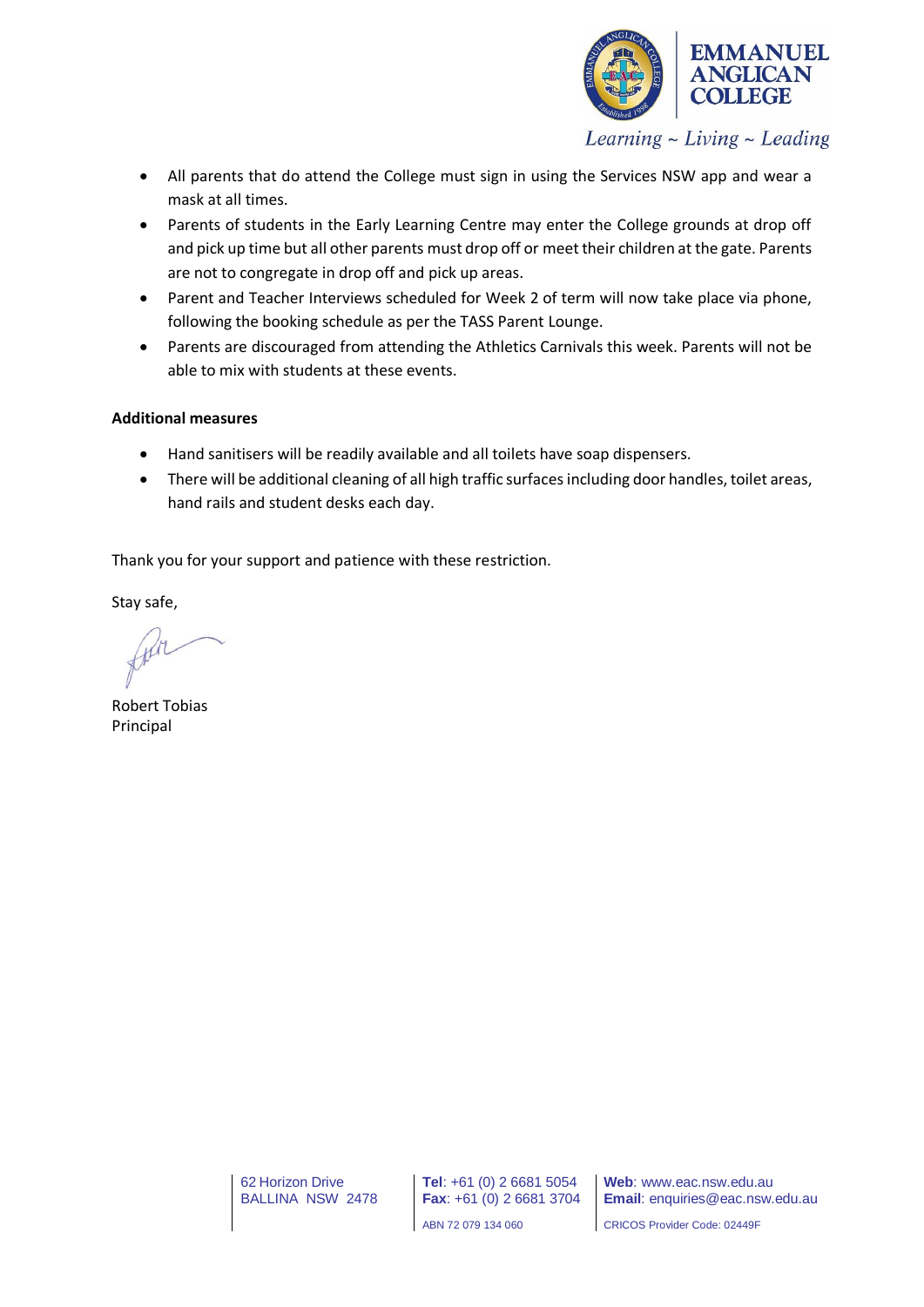- All parents that do attend the College must sign in using the Services NSW app and wear a mask at all times.
- Parents of students in the Early Learning Centre may enter the College grounds at drop off and pick up time but all other parents must drop off or meet their children at the gate. Parents are not to congregate in drop off and pick up areas.
- Parent and Teacher Interviews scheduled for Week 2 of term will now take place via phone, following the booking schedule as per the TASS Parent Lounge.
- Parents are discouraged from attending the Athletics Carnivals this week. Parents will not be able to mix with students at these events.

**Additional measures**

- Hand sanitisers will be readily available and all toilets have soap dispensers.
- There will be additional cleaning of all high traffic surfaces including door handles, toilet areas, hand rails and student desks each day.

Thank you for your support and patience with these restriction.

Stay safe,

Robert Tobias
Principal